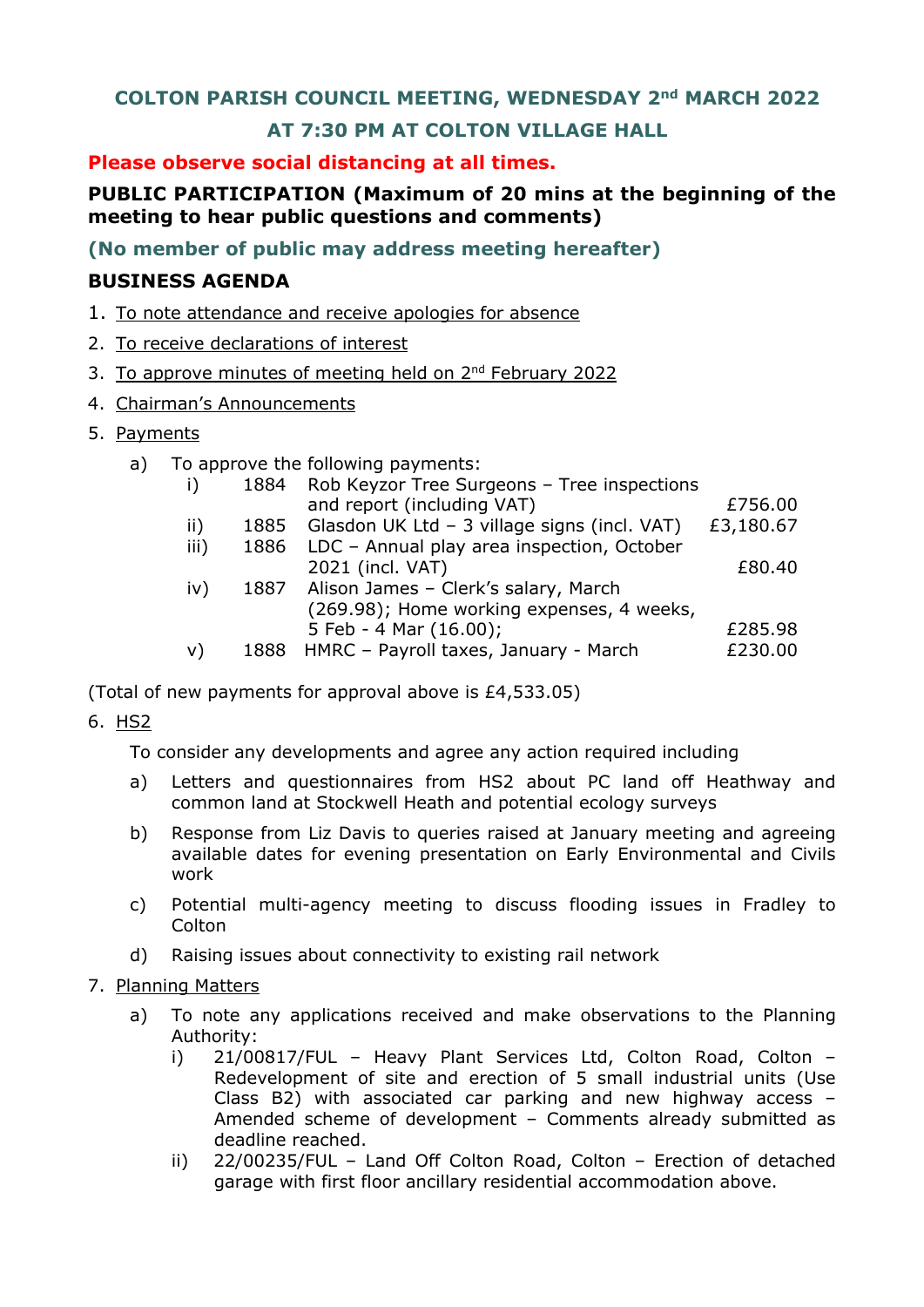# COLTON PARISH COUNCIL MEETING, WEDNESDAY 2nd MARCH 2022

## AT 7:30 PM AT COLTON VILLAGE HALL

**Please observe social distancing at all times.**

**PUBLIC PARTICIPATION (Maximum of 20 mins at the beginning of the meeting to hear public questions and comments)**

**(No member of public may address meeting hereafter)**

## BUSINESS AGENDA

1. To note attendance and receive apologies for absence
2. To receive declarations of interest
3. To approve minutes of meeting held on 2nd February 2022
4. Chairman's Announcements
5. Payments

   a) To approve the following payments:

| | | | |
|---|---|---|---|
| i) | 1884 | Rob Keyzor Tree Surgeons – Tree inspections and report (including VAT) | £756.00 |
| ii) | 1885 | Glasdon UK Ltd – 3 village signs (incl. VAT) | £3,180.67 |
| iii) | 1886 | LDC – Annual play area inspection, October 2021 (incl. VAT) | £80.40 |
| iv) | 1887 | Alison James – Clerk's salary, March (269.98); Home working expenses, 4 weeks, 5 Feb - 4 Mar (16.00); | £285.98 |
| v) | 1888 | HMRC – Payroll taxes, January - March | £230.00 |

(Total of new payments for approval above is £4,533.05)

6. HS2

   To consider any developments and agree any action required including

   a) Letters and questionnaires from HS2 about PC land off Heathway and common land at Stockwell Heath and potential ecology surveys

   b) Response from Liz Davis to queries raised at January meeting and agreeing available dates for evening presentation on Early Environmental and Civils work

   c) Potential multi-agency meeting to discuss flooding issues in Fradley to Colton

   d) Raising issues about connectivity to existing rail network

7. Planning Matters

   a) To note any applications received and make observations to the Planning Authority:

      i) 21/00817/FUL – Heavy Plant Services Ltd, Colton Road, Colton – Redevelopment of site and erection of 5 small industrial units (Use Class B2) with associated car parking and new highway access – Amended scheme of development – Comments already submitted as deadline reached.

      ii) 22/00235/FUL – Land Off Colton Road, Colton – Erection of detached garage with first floor ancillary residential accommodation above.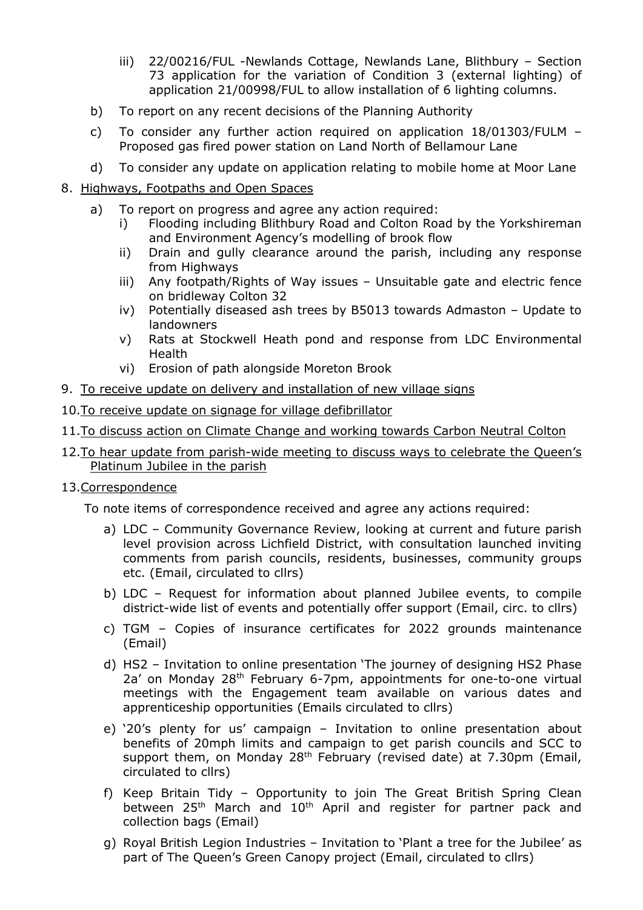iii) 22/00216/FUL -Newlands Cottage, Newlands Lane, Blithbury – Section 73 application for the variation of Condition 3 (external lighting) of application 21/00998/FUL to allow installation of 6 lighting columns.

b) To report on any recent decisions of the Planning Authority

c) To consider any further action required on application 18/01303/FULM – Proposed gas fired power station on Land North of Bellamour Lane

d) To consider any update on application relating to mobile home at Moor Lane

8. <u>Highways, Footpaths and Open Spaces</u>

   a) To report on progress and agree any action required:
      i) Flooding including Blithbury Road and Colton Road by the Yorkshireman and Environment Agency's modelling of brook flow
      ii) Drain and gully clearance around the parish, including any response from Highways
      iii) Any footpath/Rights of Way issues – Unsuitable gate and electric fence on bridleway Colton 32
      iv) Potentially diseased ash trees by B5013 towards Admaston – Update to landowners
      v) Rats at Stockwell Heath pond and response from LDC Environmental Health
      vi) Erosion of path alongside Moreton Brook

9. <u>To receive update on delivery and installation of new village signs</u>

10. <u>To receive update on signage for village defibrillator</u>

11. <u>To discuss action on Climate Change and working towards Carbon Neutral Colton</u>

12. <u>To hear update from parish-wide meeting to discuss ways to celebrate the Queen's Platinum Jubilee in the parish</u>

13. <u>Correspondence</u>

To note items of correspondence received and agree any actions required:

a) LDC – Community Governance Review, looking at current and future parish level provision across Lichfield District, with consultation launched inviting comments from parish councils, residents, businesses, community groups etc. (Email, circulated to cllrs)

b) LDC – Request for information about planned Jubilee events, to compile district-wide list of events and potentially offer support (Email, circ. to cllrs)

c) TGM – Copies of insurance certificates for 2022 grounds maintenance (Email)

d) HS2 – Invitation to online presentation 'The journey of designing HS2 Phase 2a' on Monday 28th February 6-7pm, appointments for one-to-one virtual meetings with the Engagement team available on various dates and apprenticeship opportunities (Emails circulated to cllrs)

e) '20's plenty for us' campaign – Invitation to online presentation about benefits of 20mph limits and campaign to get parish councils and SCC to support them, on Monday 28th February (revised date) at 7.30pm (Email, circulated to cllrs)

f) Keep Britain Tidy – Opportunity to join The Great British Spring Clean between 25th March and 10th April and register for partner pack and collection bags (Email)

g) Royal British Legion Industries – Invitation to 'Plant a tree for the Jubilee' as part of The Queen's Green Canopy project (Email, circulated to cllrs)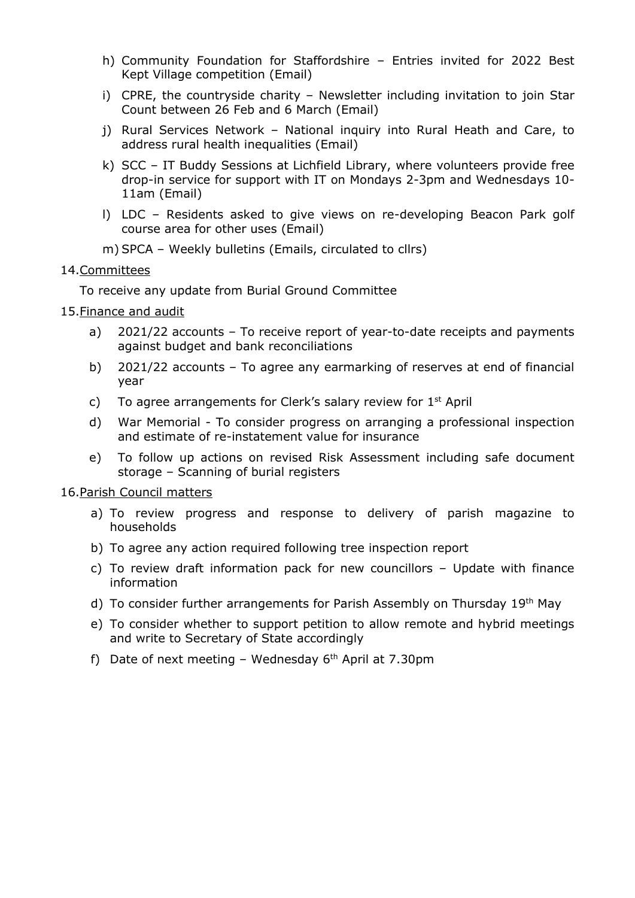h) Community Foundation for Staffordshire – Entries invited for 2022 Best Kept Village competition (Email)

i) CPRE, the countryside charity – Newsletter including invitation to join Star Count between 26 Feb and 6 March (Email)

j) Rural Services Network – National inquiry into Rural Heath and Care, to address rural health inequalities (Email)

k) SCC – IT Buddy Sessions at Lichfield Library, where volunteers provide free drop-in service for support with IT on Mondays 2-3pm and Wednesdays 10-11am (Email)

l) LDC – Residents asked to give views on re-developing Beacon Park golf course area for other uses (Email)

m) SPCA – Weekly bulletins (Emails, circulated to cllrs)

14. Committees

To receive any update from Burial Ground Committee

15. Finance and audit

a) 2021/22 accounts – To receive report of year-to-date receipts and payments against budget and bank reconciliations

b) 2021/22 accounts – To agree any earmarking of reserves at end of financial year

c) To agree arrangements for Clerk's salary review for 1st April

d) War Memorial - To consider progress on arranging a professional inspection and estimate of re-instatement value for insurance

e) To follow up actions on revised Risk Assessment including safe document storage – Scanning of burial registers

16. Parish Council matters

a) To review progress and response to delivery of parish magazine to households

b) To agree any action required following tree inspection report

c) To review draft information pack for new councillors – Update with finance information

d) To consider further arrangements for Parish Assembly on Thursday 19th May

e) To consider whether to support petition to allow remote and hybrid meetings and write to Secretary of State accordingly

f) Date of next meeting – Wednesday 6th April at 7.30pm